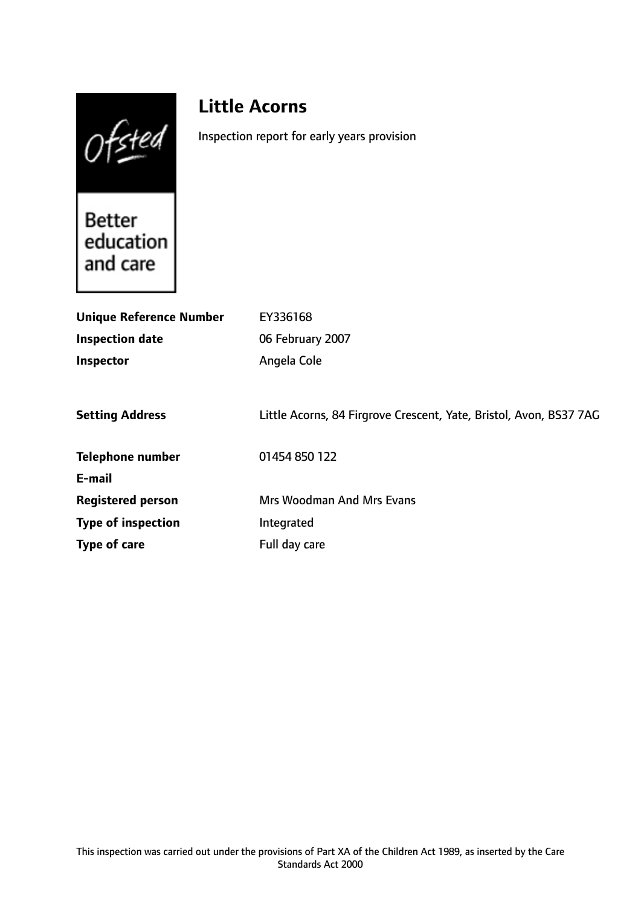# Little Acorns

Inspection report for early years provision

| | |
|---|---|
| **Unique Reference Number** | EY336168 |
| **Inspection date** | 06 February 2007 |
| **Inspector** | Angela Cole |
| | |
| **Setting Address** | Little Acorns, 84 Firgrove Crescent, Yate, Bristol, Avon, BS37 7AG |
| | |
| **Telephone number** | 01454 850 122 |
| **E-mail** | |
| **Registered person** | Mrs Woodman And Mrs Evans |
| **Type of inspection** | Integrated |
| **Type of care** | Full day care |

This inspection was carried out under the provisions of Part XA of the Children Act 1989, as inserted by the Care Standards Act 2000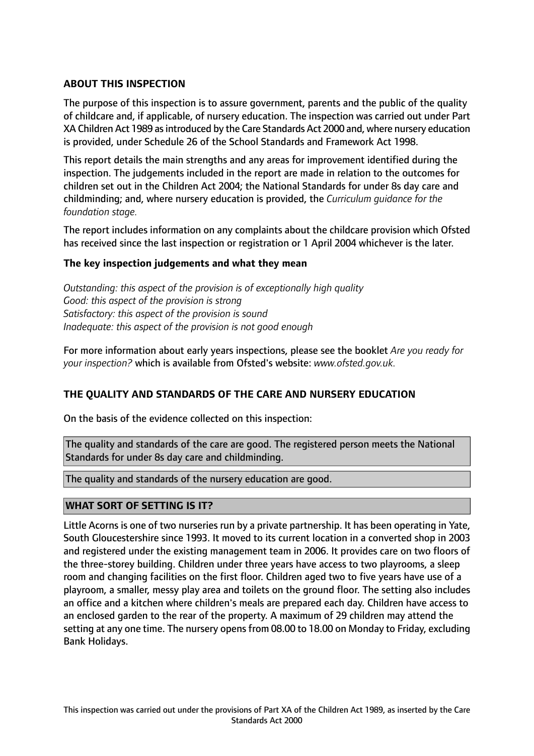## ABOUT THIS INSPECTION

The purpose of this inspection is to assure government, parents and the public of the quality of childcare and, if applicable, of nursery education. The inspection was carried out under Part XA Children Act 1989 as introduced by the Care Standards Act 2000 and, where nursery education is provided, under Schedule 26 of the School Standards and Framework Act 1998.

This report details the main strengths and any areas for improvement identified during the inspection. The judgements included in the report are made in relation to the outcomes for children set out in the Children Act 2004; the National Standards for under 8s day care and childminding; and, where nursery education is provided, the *Curriculum guidance for the foundation stage.*

The report includes information on any complaints about the childcare provision which Ofsted has received since the last inspection or registration or 1 April 2004 whichever is the later.

### The key inspection judgements and what they mean

*Outstanding: this aspect of the provision is of exceptionally high quality*
*Good: this aspect of the provision is strong*
*Satisfactory: this aspect of the provision is sound*
*Inadequate: this aspect of the provision is not good enough*

For more information about early years inspections, please see the booklet *Are you ready for your inspection?* which is available from Ofsted's website: *www.ofsted.gov.uk.*

## THE QUALITY AND STANDARDS OF THE CARE AND NURSERY EDUCATION

On the basis of the evidence collected on this inspection:

The quality and standards of the care are good. The registered person meets the National Standards for under 8s day care and childminding.

The quality and standards of the nursery education are good.

## WHAT SORT OF SETTING IS IT?

Little Acorns is one of two nurseries run by a private partnership. It has been operating in Yate, South Gloucestershire since 1993. It moved to its current location in a converted shop in 2003 and registered under the existing management team in 2006. It provides care on two floors of the three-storey building. Children under three years have access to two playrooms, a sleep room and changing facilities on the first floor. Children aged two to five years have use of a playroom, a smaller, messy play area and toilets on the ground floor. The setting also includes an office and a kitchen where children's meals are prepared each day. Children have access to an enclosed garden to the rear of the property. A maximum of 29 children may attend the setting at any one time. The nursery opens from 08.00 to 18.00 on Monday to Friday, excluding Bank Holidays.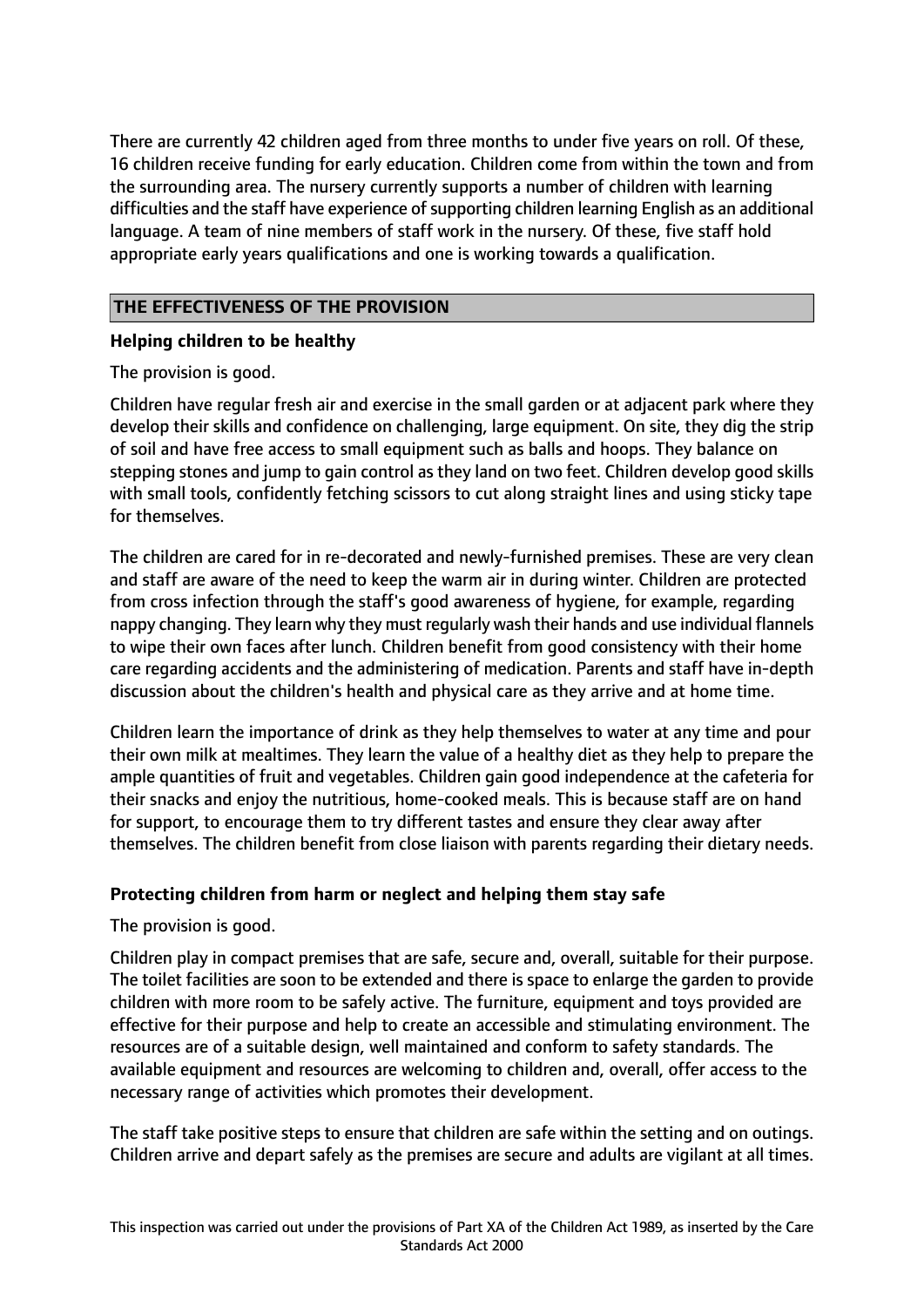There are currently 42 children aged from three months to under five years on roll. Of these, 16 children receive funding for early education. Children come from within the town and from the surrounding area. The nursery currently supports a number of children with learning difficulties and the staff have experience of supporting children learning English as an additional language. A team of nine members of staff work in the nursery. Of these, five staff hold appropriate early years qualifications and one is working towards a qualification.

## THE EFFECTIVENESS OF THE PROVISION

### Helping children to be healthy

The provision is good.

Children have regular fresh air and exercise in the small garden or at adjacent park where they develop their skills and confidence on challenging, large equipment. On site, they dig the strip of soil and have free access to small equipment such as balls and hoops. They balance on stepping stones and jump to gain control as they land on two feet. Children develop good skills with small tools, confidently fetching scissors to cut along straight lines and using sticky tape for themselves.

The children are cared for in re-decorated and newly-furnished premises. These are very clean and staff are aware of the need to keep the warm air in during winter. Children are protected from cross infection through the staff's good awareness of hygiene, for example, regarding nappy changing. They learn why they must regularly wash their hands and use individual flannels to wipe their own faces after lunch. Children benefit from good consistency with their home care regarding accidents and the administering of medication. Parents and staff have in-depth discussion about the children's health and physical care as they arrive and at home time.

Children learn the importance of drink as they help themselves to water at any time and pour their own milk at mealtimes. They learn the value of a healthy diet as they help to prepare the ample quantities of fruit and vegetables. Children gain good independence at the cafeteria for their snacks and enjoy the nutritious, home-cooked meals. This is because staff are on hand for support, to encourage them to try different tastes and ensure they clear away after themselves. The children benefit from close liaison with parents regarding their dietary needs.

### Protecting children from harm or neglect and helping them stay safe

The provision is good.

Children play in compact premises that are safe, secure and, overall, suitable for their purpose. The toilet facilities are soon to be extended and there is space to enlarge the garden to provide children with more room to be safely active. The furniture, equipment and toys provided are effective for their purpose and help to create an accessible and stimulating environment. The resources are of a suitable design, well maintained and conform to safety standards. The available equipment and resources are welcoming to children and, overall, offer access to the necessary range of activities which promotes their development.

The staff take positive steps to ensure that children are safe within the setting and on outings. Children arrive and depart safely as the premises are secure and adults are vigilant at all times.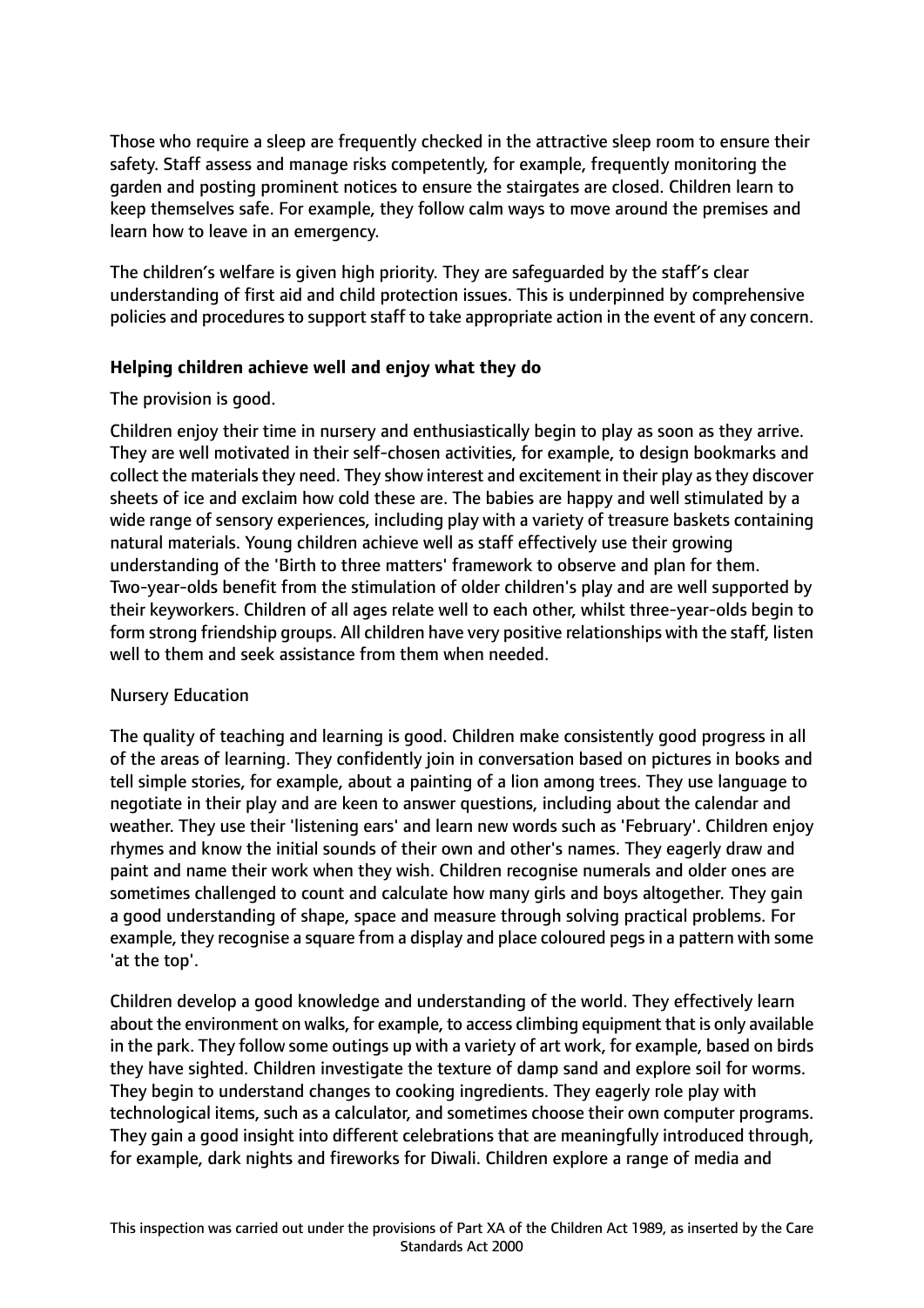Those who require a sleep are frequently checked in the attractive sleep room to ensure their safety. Staff assess and manage risks competently, for example, frequently monitoring the garden and posting prominent notices to ensure the stairgates are closed. Children learn to keep themselves safe. For example, they follow calm ways to move around the premises and learn how to leave in an emergency.

The children's welfare is given high priority. They are safeguarded by the staff's clear understanding of first aid and child protection issues. This is underpinned by comprehensive policies and procedures to support staff to take appropriate action in the event of any concern.

**Helping children achieve well and enjoy what they do**

The provision is good.

Children enjoy their time in nursery and enthusiastically begin to play as soon as they arrive. They are well motivated in their self-chosen activities, for example, to design bookmarks and collect the materials they need. They show interest and excitement in their play as they discover sheets of ice and exclaim how cold these are. The babies are happy and well stimulated by a wide range of sensory experiences, including play with a variety of treasure baskets containing natural materials. Young children achieve well as staff effectively use their growing understanding of the 'Birth to three matters' framework to observe and plan for them. Two-year-olds benefit from the stimulation of older children's play and are well supported by their keyworkers. Children of all ages relate well to each other, whilst three-year-olds begin to form strong friendship groups. All children have very positive relationships with the staff, listen well to them and seek assistance from them when needed.

Nursery Education

The quality of teaching and learning is good. Children make consistently good progress in all of the areas of learning. They confidently join in conversation based on pictures in books and tell simple stories, for example, about a painting of a lion among trees. They use language to negotiate in their play and are keen to answer questions, including about the calendar and weather. They use their 'listening ears' and learn new words such as 'February'. Children enjoy rhymes and know the initial sounds of their own and other's names. They eagerly draw and paint and name their work when they wish. Children recognise numerals and older ones are sometimes challenged to count and calculate how many girls and boys altogether. They gain a good understanding of shape, space and measure through solving practical problems. For example, they recognise a square from a display and place coloured pegs in a pattern with some 'at the top'.

Children develop a good knowledge and understanding of the world. They effectively learn about the environment on walks, for example, to access climbing equipment that is only available in the park. They follow some outings up with a variety of art work, for example, based on birds they have sighted. Children investigate the texture of damp sand and explore soil for worms. They begin to understand changes to cooking ingredients. They eagerly role play with technological items, such as a calculator, and sometimes choose their own computer programs. They gain a good insight into different celebrations that are meaningfully introduced through, for example, dark nights and fireworks for Diwali. Children explore a range of media and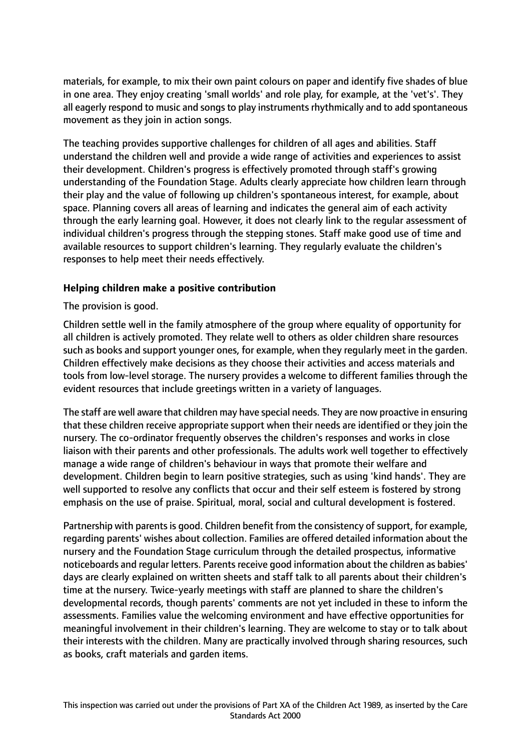materials, for example, to mix their own paint colours on paper and identify five shades of blue in one area. They enjoy creating 'small worlds' and role play, for example, at the 'vet's'. They all eagerly respond to music and songs to play instruments rhythmically and to add spontaneous movement as they join in action songs.

The teaching provides supportive challenges for children of all ages and abilities. Staff understand the children well and provide a wide range of activities and experiences to assist their development. Children's progress is effectively promoted through staff's growing understanding of the Foundation Stage. Adults clearly appreciate how children learn through their play and the value of following up children's spontaneous interest, for example, about space. Planning covers all areas of learning and indicates the general aim of each activity through the early learning goal. However, it does not clearly link to the regular assessment of individual children's progress through the stepping stones. Staff make good use of time and available resources to support children's learning. They regularly evaluate the children's responses to help meet their needs effectively.

**Helping children make a positive contribution**

The provision is good.

Children settle well in the family atmosphere of the group where equality of opportunity for all children is actively promoted. They relate well to others as older children share resources such as books and support younger ones, for example, when they regularly meet in the garden. Children effectively make decisions as they choose their activities and access materials and tools from low-level storage. The nursery provides a welcome to different families through the evident resources that include greetings written in a variety of languages.

The staff are well aware that children may have special needs. They are now proactive in ensuring that these children receive appropriate support when their needs are identified or they join the nursery. The co-ordinator frequently observes the children's responses and works in close liaison with their parents and other professionals. The adults work well together to effectively manage a wide range of children's behaviour in ways that promote their welfare and development. Children begin to learn positive strategies, such as using 'kind hands'. They are well supported to resolve any conflicts that occur and their self esteem is fostered by strong emphasis on the use of praise. Spiritual, moral, social and cultural development is fostered.

Partnership with parents is good. Children benefit from the consistency of support, for example, regarding parents' wishes about collection. Families are offered detailed information about the nursery and the Foundation Stage curriculum through the detailed prospectus, informative noticeboards and regular letters. Parents receive good information about the children as babies' days are clearly explained on written sheets and staff talk to all parents about their children's time at the nursery. Twice-yearly meetings with staff are planned to share the children's developmental records, though parents' comments are not yet included in these to inform the assessments. Families value the welcoming environment and have effective opportunities for meaningful involvement in their children's learning. They are welcome to stay or to talk about their interests with the children. Many are practically involved through sharing resources, such as books, craft materials and garden items.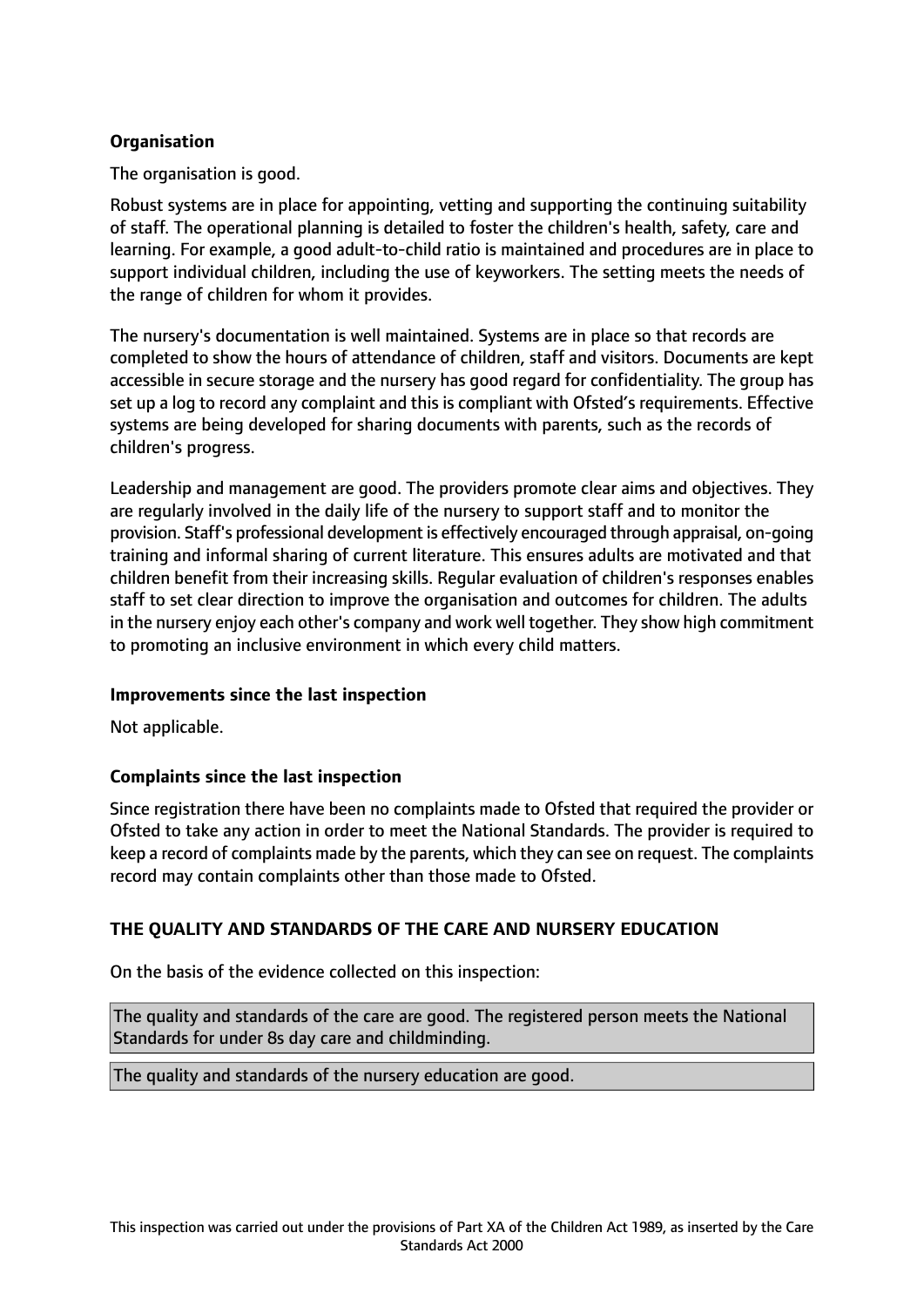**Organisation**

The organisation is good.

Robust systems are in place for appointing, vetting and supporting the continuing suitability of staff. The operational planning is detailed to foster the children's health, safety, care and learning. For example, a good adult-to-child ratio is maintained and procedures are in place to support individual children, including the use of keyworkers. The setting meets the needs of the range of children for whom it provides.

The nursery's documentation is well maintained. Systems are in place so that records are completed to show the hours of attendance of children, staff and visitors. Documents are kept accessible in secure storage and the nursery has good regard for confidentiality. The group has set up a log to record any complaint and this is compliant with Ofsted's requirements. Effective systems are being developed for sharing documents with parents, such as the records of children's progress.

Leadership and management are good. The providers promote clear aims and objectives. They are regularly involved in the daily life of the nursery to support staff and to monitor the provision. Staff's professional development is effectively encouraged through appraisal, on-going training and informal sharing of current literature. This ensures adults are motivated and that children benefit from their increasing skills. Regular evaluation of children's responses enables staff to set clear direction to improve the organisation and outcomes for children. The adults in the nursery enjoy each other's company and work well together. They show high commitment to promoting an inclusive environment in which every child matters.

**Improvements since the last inspection**

Not applicable.

**Complaints since the last inspection**

Since registration there have been no complaints made to Ofsted that required the provider or Ofsted to take any action in order to meet the National Standards. The provider is required to keep a record of complaints made by the parents, which they can see on request. The complaints record may contain complaints other than those made to Ofsted.

**THE QUALITY AND STANDARDS OF THE CARE AND NURSERY EDUCATION**

On the basis of the evidence collected on this inspection:

The quality and standards of the care are good. The registered person meets the National Standards for under 8s day care and childminding.

The quality and standards of the nursery education are good.

This inspection was carried out under the provisions of Part XA of the Children Act 1989, as inserted by the Care Standards Act 2000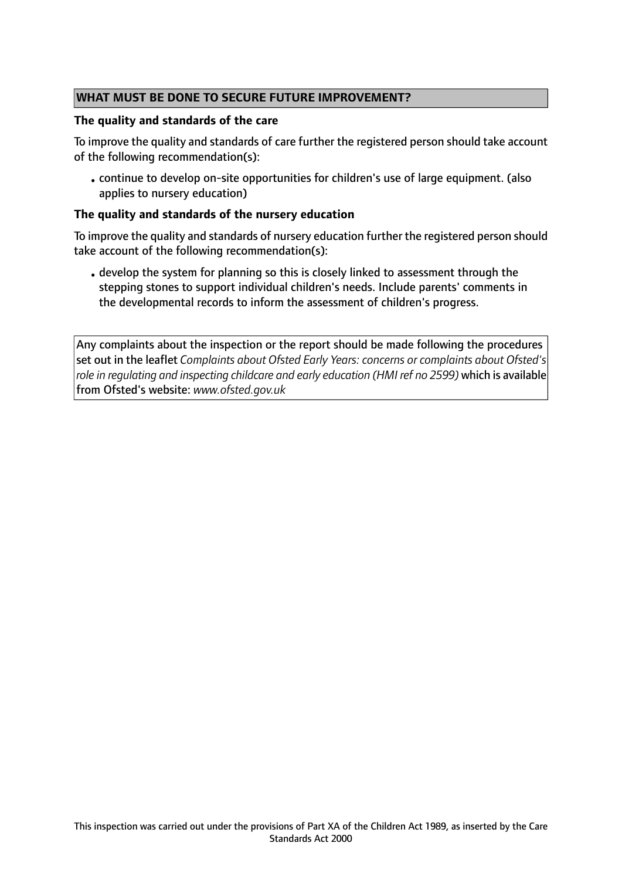## WHAT MUST BE DONE TO SECURE FUTURE IMPROVEMENT?

**The quality and standards of the care**

To improve the quality and standards of care further the registered person should take account of the following recommendation(s):

- continue to develop on-site opportunities for children's use of large equipment. (also applies to nursery education)

**The quality and standards of the nursery education**

To improve the quality and standards of nursery education further the registered person should take account of the following recommendation(s):

- develop the system for planning so this is closely linked to assessment through the stepping stones to support individual children's needs. Include parents' comments in the developmental records to inform the assessment of children's progress.

Any complaints about the inspection or the report should be made following the procedures set out in the leaflet *Complaints about Ofsted Early Years: concerns or complaints about Ofsted's role in regulating and inspecting childcare and early education (HMI ref no 2599)* which is available from Ofsted's website: *www.ofsted.gov.uk*

This inspection was carried out under the provisions of Part XA of the Children Act 1989, as inserted by the Care Standards Act 2000